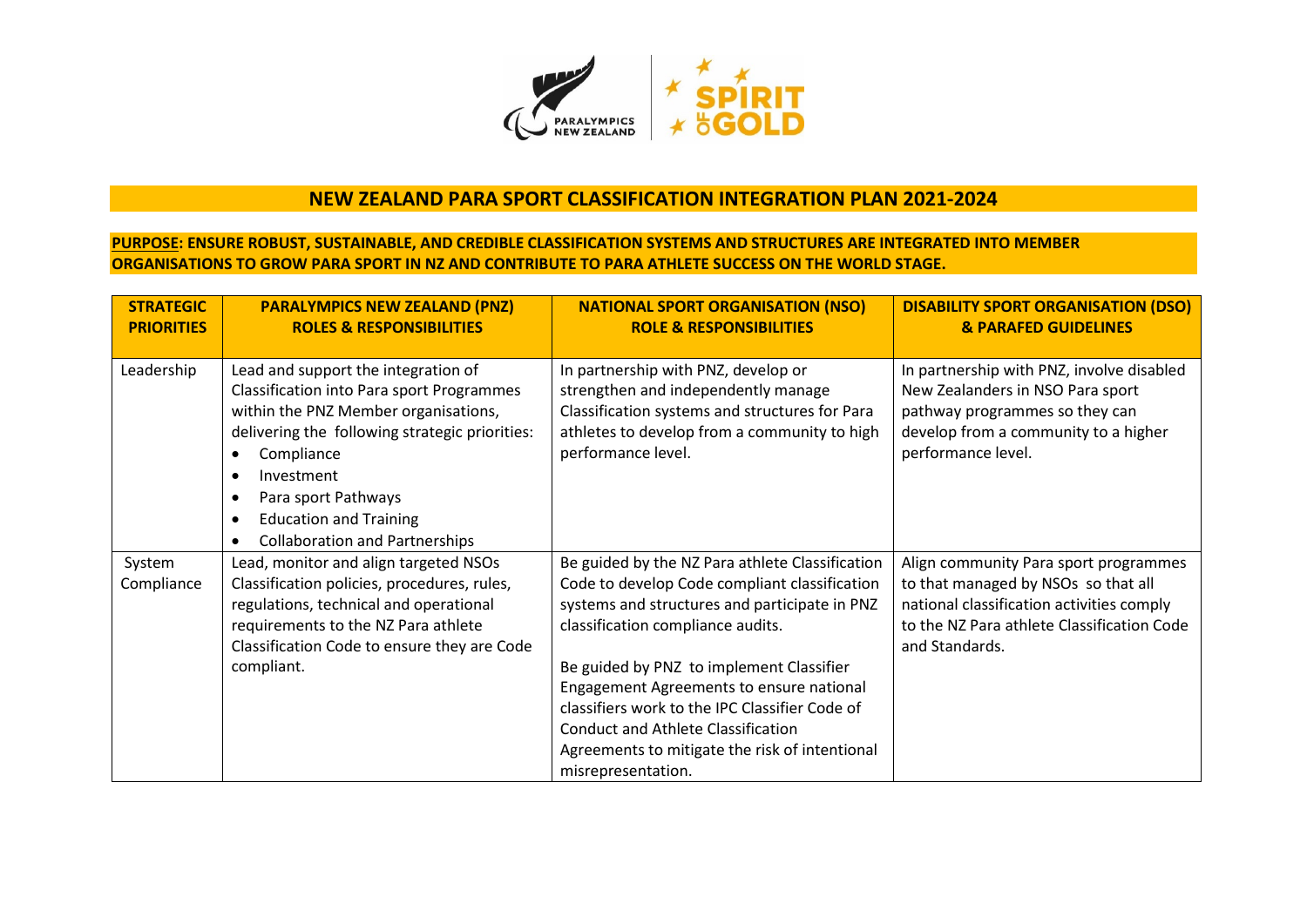# NEW ZEALAND PARA SPORT CLASSIFICATION INTEGRATION PLAN 2021-2024

**PURPOSE: ENSURE ROBUST, SUSTAINABLE, AND CREDIBLE CLASSIFICATION SYSTEMS AND STRUCTURES ARE INTEGRATED INTO MEMBER ORGANISATIONS TO GROW PARA SPORT IN NZ AND CONTRIBUTE TO PARA ATHLETE SUCCESS ON THE WORLD STAGE.**

| STRATEGIC PRIORITIES | PARALYMPICS NEW ZEALAND (PNZ) ROLES & RESPONSIBILITIES | NATIONAL SPORT ORGANISATION (NSO) ROLE & RESPONSIBILITIES | DISABILITY SPORT ORGANISATION (DSO) & PARAFED GUIDELINES |
|---|---|---|---|
| Leadership | Lead and support the integration of Classification into Para sport Programmes within the PNZ Member organisations, delivering the following strategic priorities:<br>• Compliance<br>• Investment<br>• Para sport Pathways<br>• Education and Training<br>• Collaboration and Partnerships | In partnership with PNZ, develop or strengthen and independently manage Classification systems and structures for Para athletes to develop from a community to high performance level. | In partnership with PNZ, involve disabled New Zealanders in NSO Para sport pathway programmes so they can develop from a community to a higher performance level. |
| System Compliance | Lead, monitor and align targeted NSOs Classification policies, procedures, rules, regulations, technical and operational requirements to the NZ Para athlete Classification Code to ensure they are Code compliant. | Be guided by the NZ Para athlete Classification Code to develop Code compliant classification systems and structures and participate in PNZ classification compliance audits.<br><br>Be guided by PNZ to implement Classifier Engagement Agreements to ensure national classifiers work to the IPC Classifier Code of Conduct and Athlete Classification Agreements to mitigate the risk of intentional misrepresentation. | Align community Para sport programmes to that managed by NSOs so that all national classification activities comply to the NZ Para athlete Classification Code and Standards. |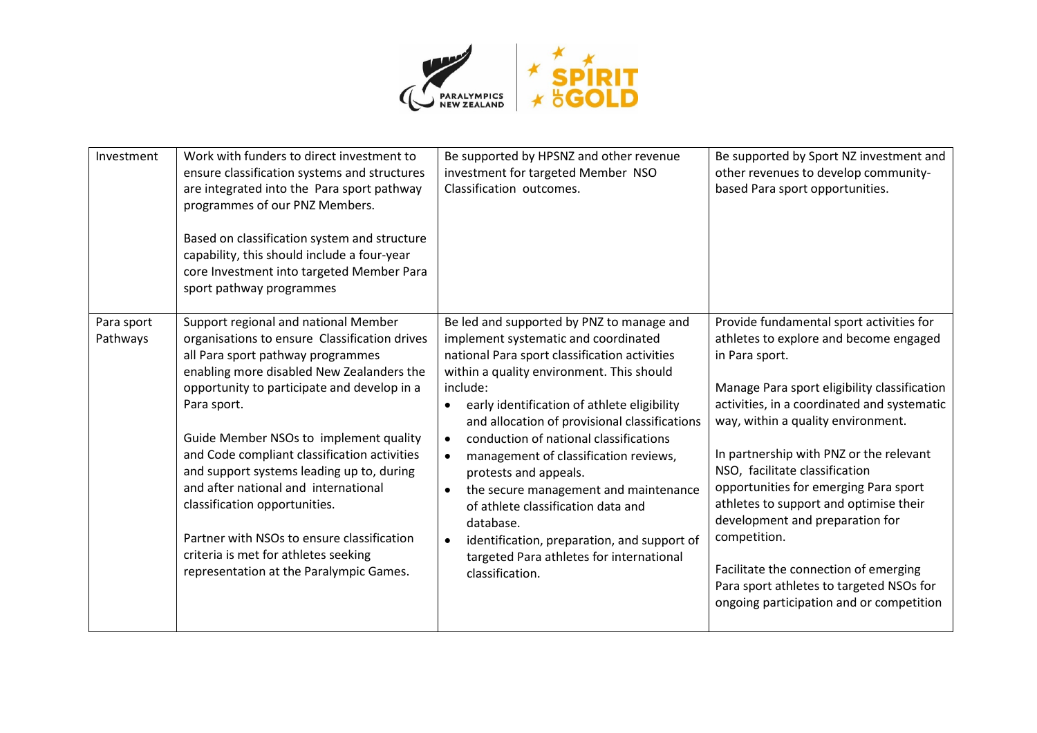| Investment | Work with funders to direct investment to ensure classification systems and structures are integrated into the Para sport pathway programmes of our PNZ Members.<br><br>Based on classification system and structure capability, this should include a four-year core Investment into targeted Member Para sport pathway programmes | Be supported by HPSNZ and other revenue investment for targeted Member NSO Classification outcomes. | Be supported by Sport NZ investment and other revenues to develop community-based Para sport opportunities. |
|---|---|---|---|
| Para sport Pathways | Support regional and national Member organisations to ensure Classification drives all Para sport pathway programmes enabling more disabled New Zealanders the opportunity to participate and develop in a Para sport.<br><br>Guide Member NSOs to implement quality and Code compliant classification activities and support systems leading up to, during and after national and international classification opportunities.<br><br>Partner with NSOs to ensure classification criteria is met for athletes seeking representation at the Paralympic Games. | Be led and supported by PNZ to manage and implement systematic and coordinated national Para sport classification activities within a quality environment. This should include:<br>• early identification of athlete eligibility and allocation of provisional classifications<br>• conduction of national classifications<br>• management of classification reviews, protests and appeals.<br>• the secure management and maintenance of athlete classification data and database.<br>• identification, preparation, and support of targeted Para athletes for international classification. | Provide fundamental sport activities for athletes to explore and become engaged in Para sport.<br><br>Manage Para sport eligibility classification activities, in a coordinated and systematic way, within a quality environment.<br><br>In partnership with PNZ or the relevant NSO, facilitate classification opportunities for emerging Para sport athletes to support and optimise their development and preparation for competition.<br><br>Facilitate the connection of emerging Para sport athletes to targeted NSOs for ongoing participation and or competition |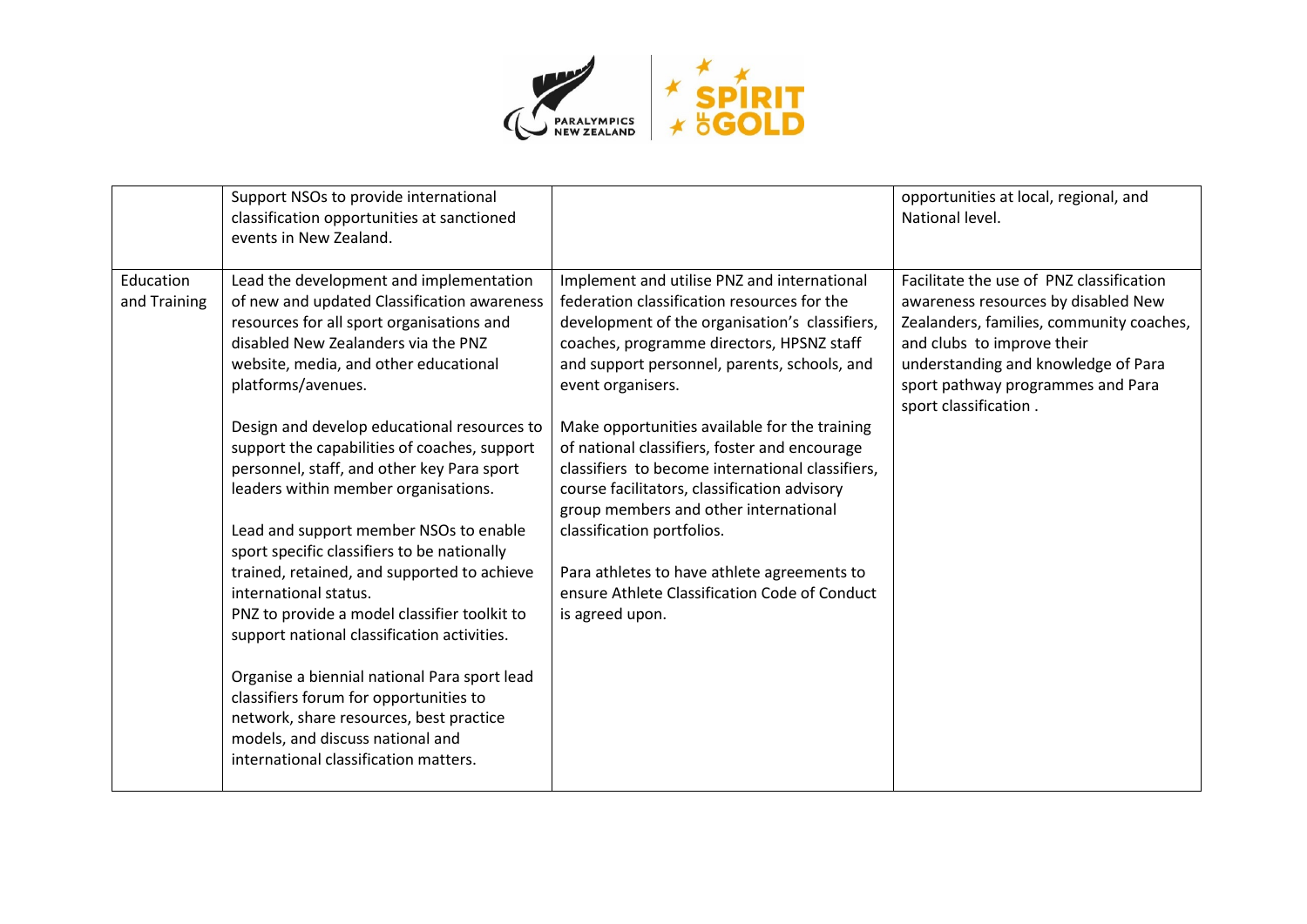| | | | |
|---|---|---|---|
| | Support NSOs to provide international classification opportunities at sanctioned events in New Zealand. | | opportunities at local, regional, and National level. |
| Education and Training | Lead the development and implementation of new and updated Classification awareness resources for all sport organisations and disabled New Zealanders via the PNZ website, media, and other educational platforms/avenues.<br><br>Design and develop educational resources to support the capabilities of coaches, support personnel, staff, and other key Para sport leaders within member organisations.<br><br>Lead and support member NSOs to enable sport specific classifiers to be nationally trained, retained, and supported to achieve international status.<br>PNZ to provide a model classifier toolkit to support national classification activities.<br><br>Organise a biennial national Para sport lead classifiers forum for opportunities to network, share resources, best practice models, and discuss national and international classification matters. | Implement and utilise PNZ and international federation classification resources for the development of the organisation's classifiers, coaches, programme directors, HPSNZ staff and support personnel, parents, schools, and event organisers.<br><br>Make opportunities available for the training of national classifiers, foster and encourage classifiers to become international classifiers, course facilitators, classification advisory group members and other international classification portfolios.<br><br>Para athletes to have athlete agreements to ensure Athlete Classification Code of Conduct is agreed upon. | Facilitate the use of PNZ classification awareness resources by disabled New Zealanders, families, community coaches, and clubs to improve their understanding and knowledge of Para sport pathway programmes and Para sport classification . |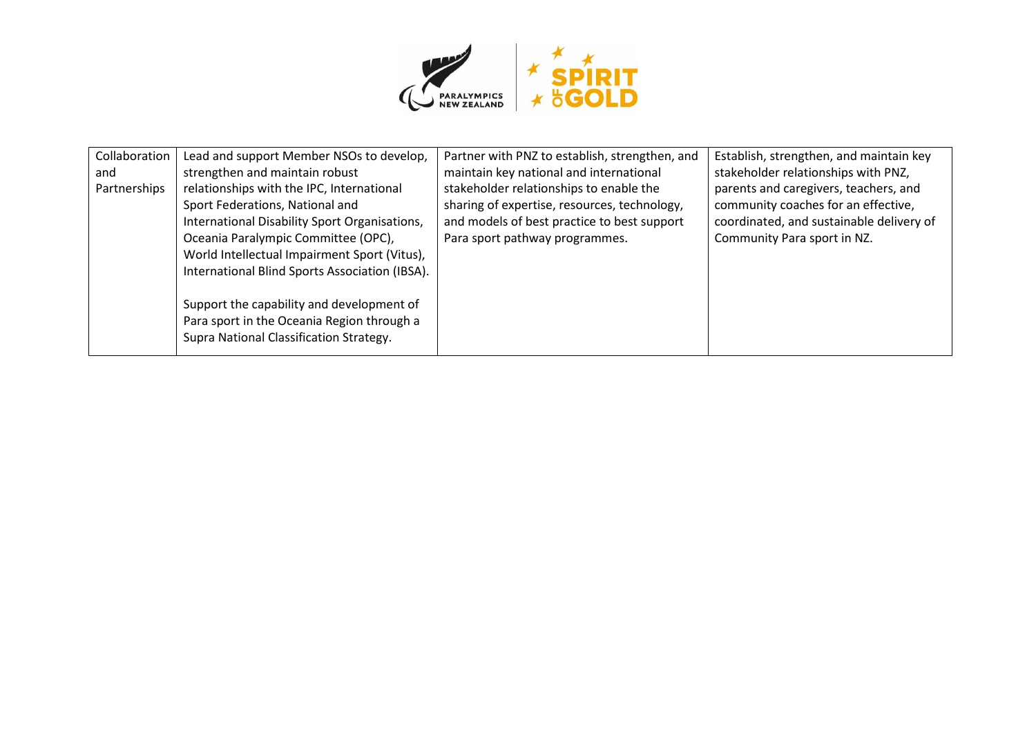| | | | |
|---|---|---|---|
| Collaboration and Partnerships | Lead and support Member NSOs to develop, strengthen and maintain robust relationships with the IPC, International Sport Federations, National and International Disability Sport Organisations, Oceania Paralympic Committee (OPC), World Intellectual Impairment Sport (Vitus), International Blind Sports Association (IBSA).<br><br>Support the capability and development of Para sport in the Oceania Region through a Supra National Classification Strategy. | Partner with PNZ to establish, strengthen, and maintain key national and international stakeholder relationships to enable the sharing of expertise, resources, technology, and models of best practice to best support Para sport pathway programmes. | Establish, strengthen, and maintain key stakeholder relationships with PNZ, parents and caregivers, teachers, and community coaches for an effective, coordinated, and sustainable delivery of Community Para sport in NZ. |